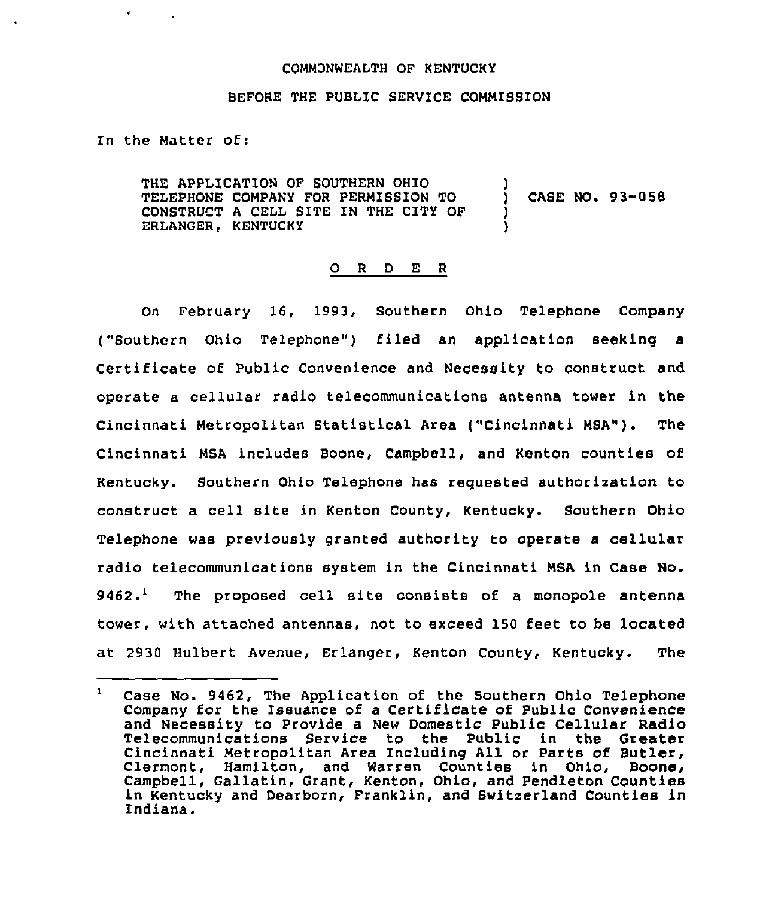COMMONWEALTH OF KENTUCKY

BEFORE THE PUBLIC SERVICE COMMISSION

In the Matter of:

THE APPLICATION OF SOUTHERN OHIO TELEPHONE COMPANY FOR PERMISSION TO CONSTRUCT A CELL SITE IN THE CITY OF ERLANGER, KENTUCKY ) CASE NO. 93-058

# O R D E R

On February 16, 1993, Southern Ohio Telephone Company ("Southern Ohio Telephone") filed an application seeking a Certificate of Public Convenience and Necessity to construct and operate a cellular radio telecommunications antenna tower in the Cincinnati Metropolitan Statistical Area ("Cincinnati MSA"). The Cincinnati MSA includes Boone, Campbell, and Kenton counties of Kentucky. Southern Ohio Telephone has requested authorization to construct a cell site in Kenton County, Kentucky. Southern Ohio Telephone was previously granted authority to operate a cellular radio telecommunications system in the Cincinnati MSA in Case No. 9462.[1] The proposed cell site consists of a monopole antenna tower, with attached antennas, not to exceed 150 feet to be located at 2930 Hulbert Avenue, Erlanger, Kenton County, Kentucky. The

---

[1] Case No. 9462, The Application of the Southern Ohio Telephone Company for the Issuance of a Certificate of Public Convenience and Necessity to Provide a New Domestic Public Cellular Radio Telecommunications Service to the Public in the Greater Cincinnati Metropolitan Area Including All or Parts of Butler, Clermont, Hamilton, and Warren Counties in Ohio, Boone, Campbell, Gallatin, Grant, Kenton, Ohio, and Pendleton Counties in Kentucky and Dearborn, Franklin, and Switzerland Counties in Indiana.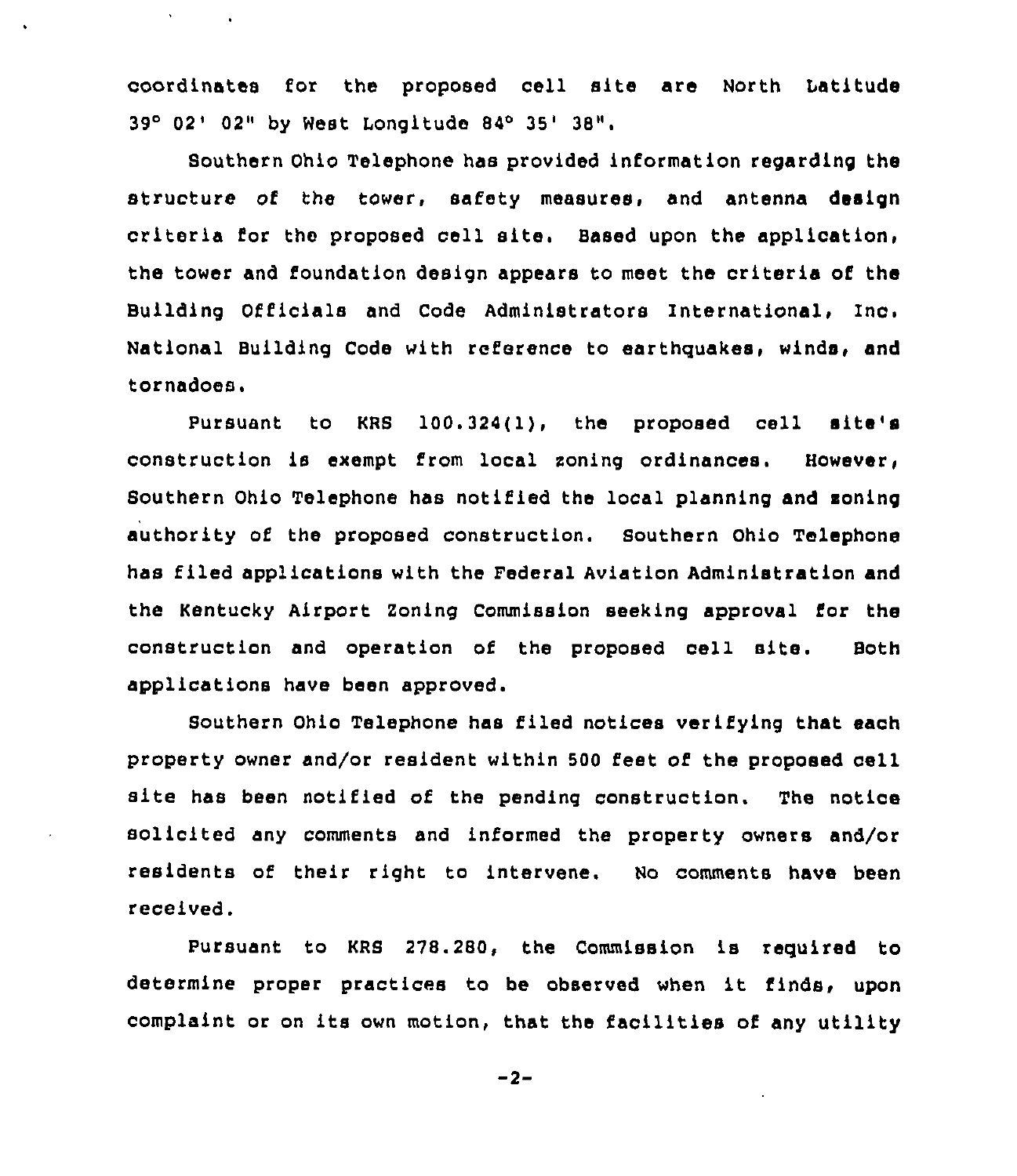coordinates for the proposed cell site are North Latitude 39° 02' 02" by West Longitude 84° 35' 38".

Southern Ohio Telephone has provided information regarding the structure of the tower, safety measures, and antenna design criteria for the proposed cell site. Based upon the application, the tower and foundation design appears to meet the criteria of the Building Officials and Code Administrators International, Inc. National Building Code with reference to earthquakes, winds, and tornadoes.

Pursuant to KRS 100.324(1), the proposed cell site's construction is exempt from local zoning ordinances. However, Southern Ohio Telephone has notified the local planning and zoning authority of the proposed construction. Southern Ohio Telephone has filed applications with the Federal Aviation Administration and the Kentucky Airport Zoning Commission seeking approval for the construction and operation of the proposed cell site. Both applications have been approved.

Southern Ohio Telephone has filed notices verifying that each property owner and/or resident within 500 feet of the proposed cell site has been notified of the pending construction. The notice solicited any comments and informed the property owners and/or residents of their right to intervene. No comments have been received.

Pursuant to KRS 278.280, the Commission is required to determine proper practices to be observed when it finds, upon complaint or on its own motion, that the facilities of any utility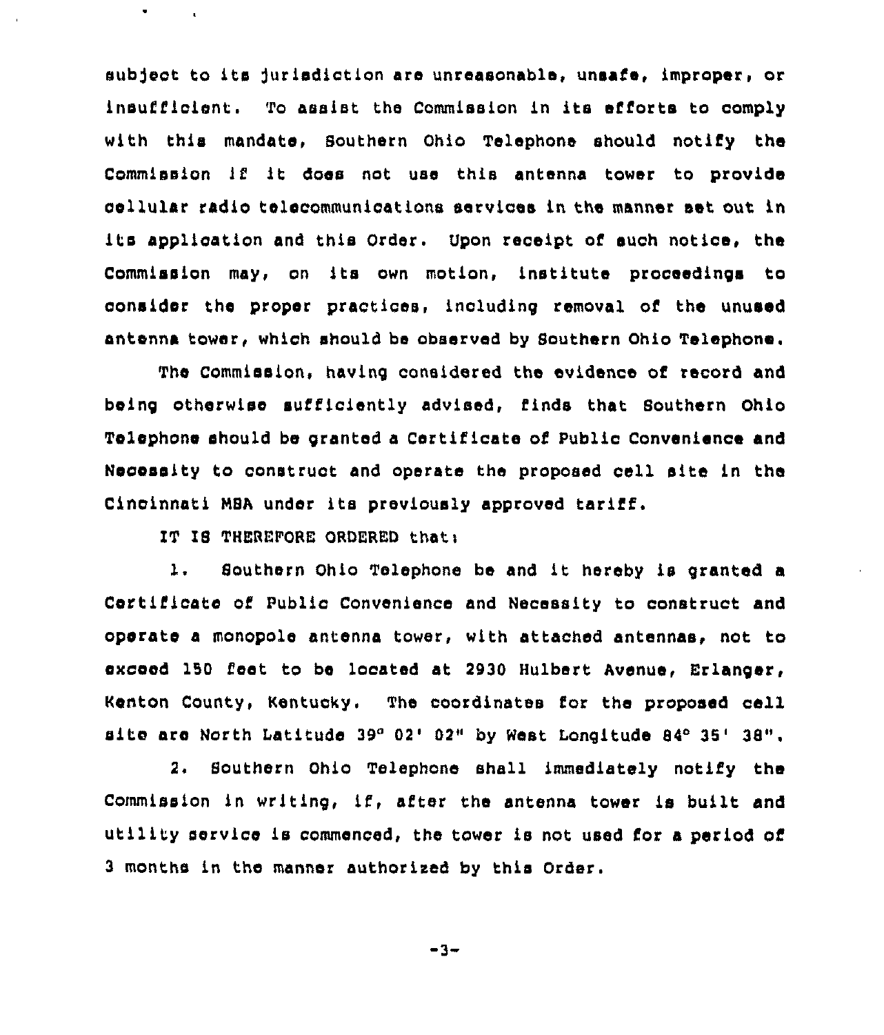subject to its jurisdiction are unreasonable, unsafe, improper, or insufficient. To assist the Commission in its efforts to comply with this mandate, Southern Ohio Telephone should notify the Commission if it does not use this antenna tower to provide cellular radio telecommunications services in the manner set out in its application and this Order. Upon receipt of such notice, the Commission may, on its own motion, institute proceedings to consider the proper practices, including removal of the unused antenna tower, which should be observed by Southern Ohio Telephone.

The Commission, having considered the evidence of record and being otherwise sufficiently advised, finds that Southern Ohio Telephone should be granted a Certificate of Public Convenience and Necessity to construct and operate the proposed cell site in the Cincinnati MSA under its previously approved tariff.

IT IS THEREFORE ORDERED that:

1. Southern Ohio Telephone be and it hereby is granted a Certificate of Public Convenience and Necessity to construct and operate a monopole antenna tower, with attached antennas, not to exceed 150 feet to be located at 2930 Hulbert Avenue, Erlanger, Kenton County, Kentucky. The coordinates for the proposed cell site are North Latitude 39° 02' 02" by West Longitude 84° 35' 38".

2. Southern Ohio Telephone shall immediately notify the Commission in writing, if, after the antenna tower is built and utility service is commenced, the tower is not used for a period of 3 months in the manner authorized by this Order.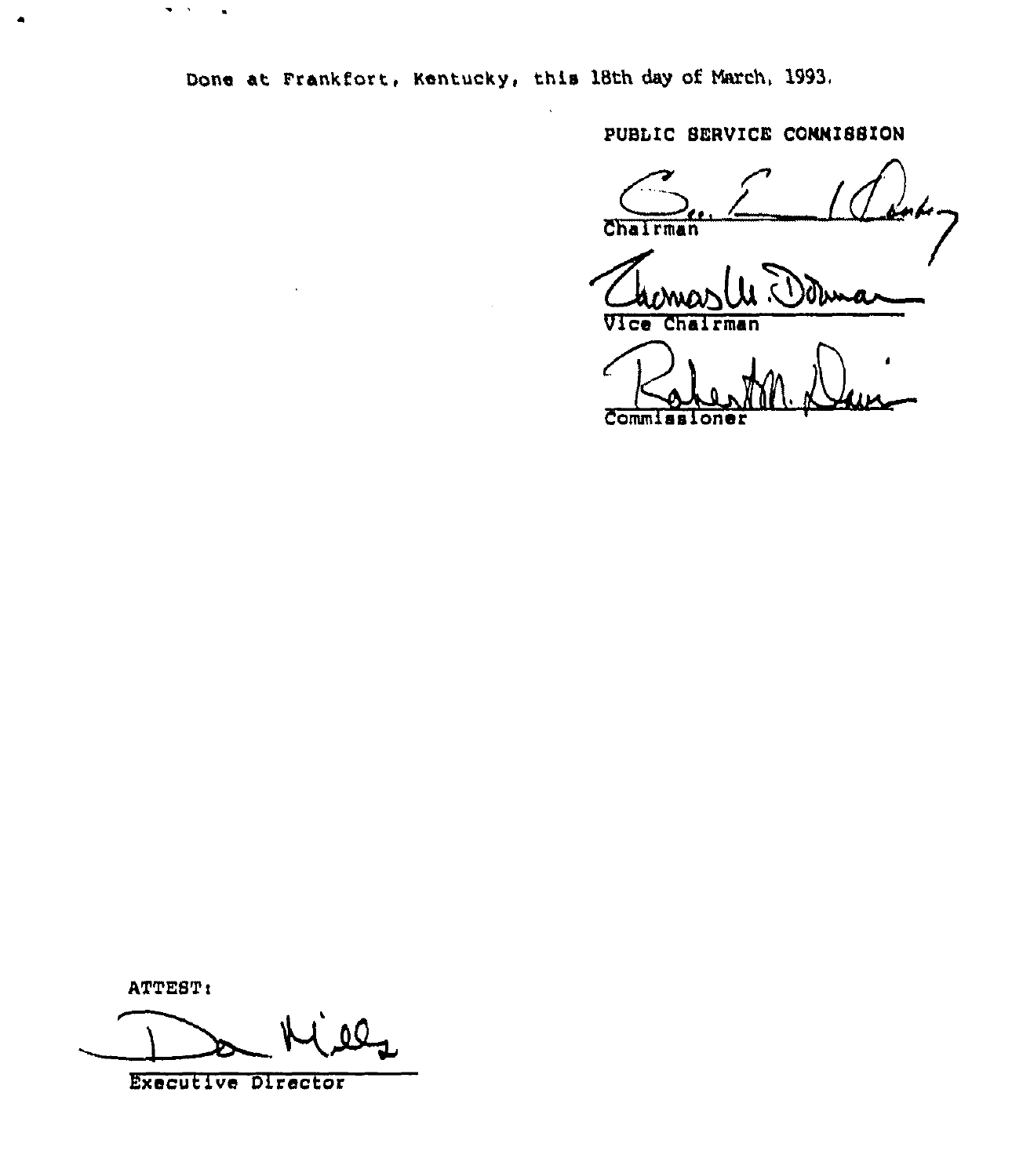Done at Frankfort, Kentucky, this 18th day of March, 1993.

PUBLIC SERVICE COMMISSION

Chairman

Vice Chairman

Commissioner

ATTEST:

Executive Director